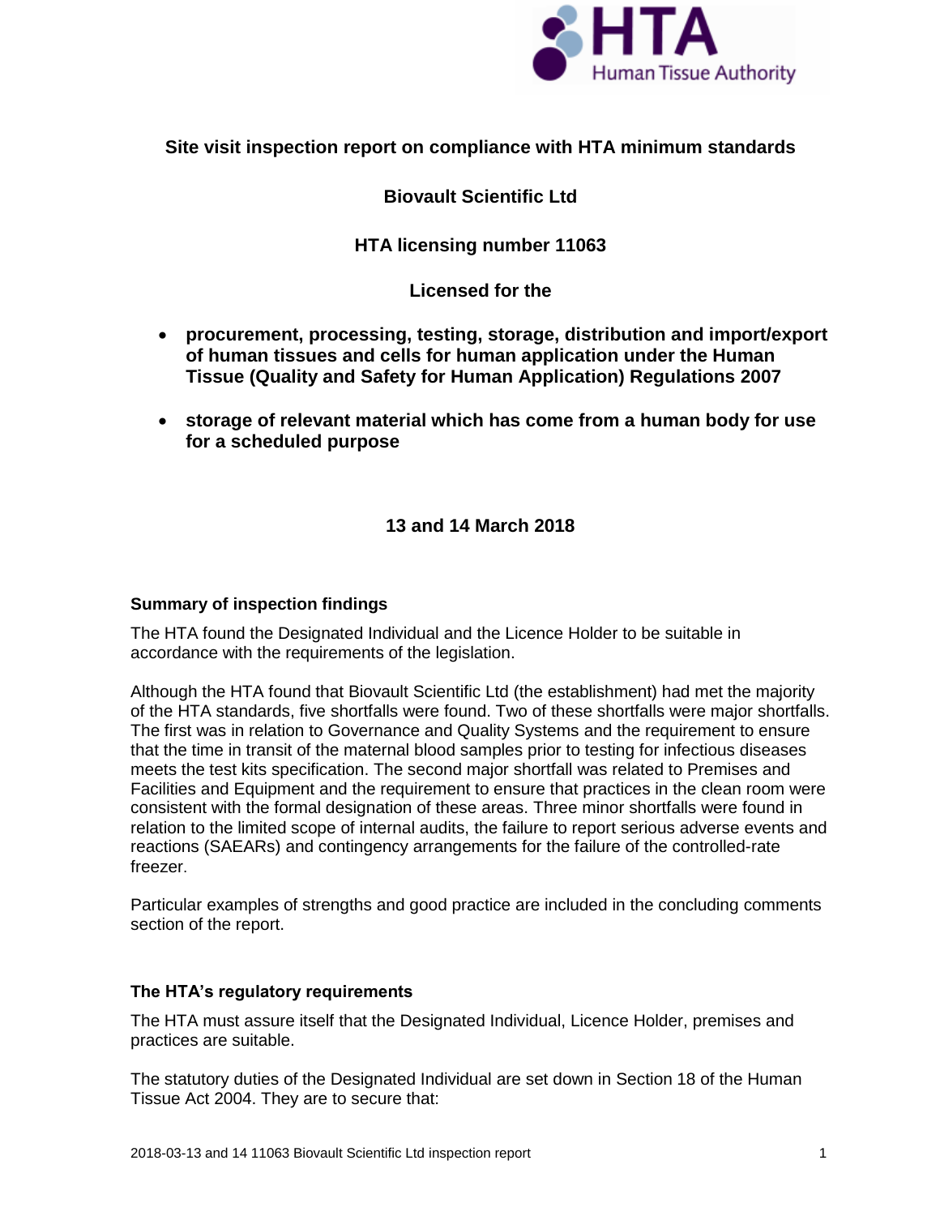**Site visit inspection report on compliance with HTA minimum standards**

**Biovault Scientific Ltd**

**HTA licensing number 11063**

**Licensed for the**

- **procurement, processing, testing, storage, distribution and import/export of human tissues and cells for human application under the Human Tissue (Quality and Safety for Human Application) Regulations 2007**
- **storage of relevant material which has come from a human body for use for a scheduled purpose**

**13 and 14 March 2018**

## Summary of inspection findings

The HTA found the Designated Individual and the Licence Holder to be suitable in accordance with the requirements of the legislation.

Although the HTA found that Biovault Scientific Ltd (the establishment) had met the majority of the HTA standards, five shortfalls were found. Two of these shortfalls were major shortfalls. The first was in relation to Governance and Quality Systems and the requirement to ensure that the time in transit of the maternal blood samples prior to testing for infectious diseases meets the test kits specification. The second major shortfall was related to Premises and Facilities and Equipment and the requirement to ensure that practices in the clean room were consistent with the formal designation of these areas. Three minor shortfalls were found in relation to the limited scope of internal audits, the failure to report serious adverse events and reactions (SAEARs) and contingency arrangements for the failure of the controlled-rate freezer.

Particular examples of strengths and good practice are included in the concluding comments section of the report.

## The HTA's regulatory requirements

The HTA must assure itself that the Designated Individual, Licence Holder, premises and practices are suitable.

The statutory duties of the Designated Individual are set down in Section 18 of the Human Tissue Act 2004. They are to secure that: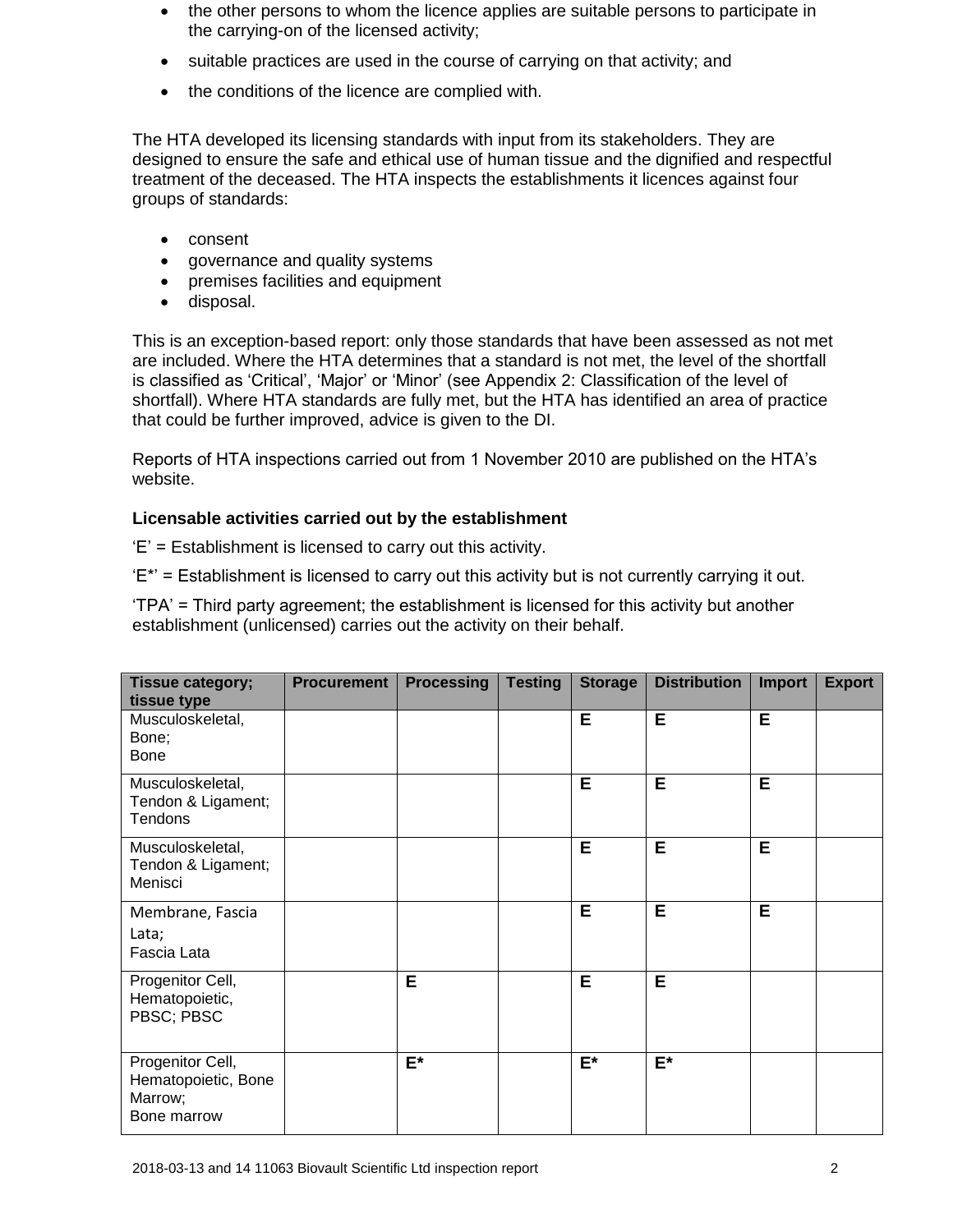- the other persons to whom the licence applies are suitable persons to participate in the carrying-on of the licensed activity;
- suitable practices are used in the course of carrying on that activity; and
- the conditions of the licence are complied with.

The HTA developed its licensing standards with input from its stakeholders. They are designed to ensure the safe and ethical use of human tissue and the dignified and respectful treatment of the deceased. The HTA inspects the establishments it licences against four groups of standards:

- consent
- governance and quality systems
- premises facilities and equipment
- disposal.

This is an exception-based report: only those standards that have been assessed as not met are included. Where the HTA determines that a standard is not met, the level of the shortfall is classified as 'Critical', 'Major' or 'Minor' (see Appendix 2: Classification of the level of shortfall). Where HTA standards are fully met, but the HTA has identified an area of practice that could be further improved, advice is given to the DI.

Reports of HTA inspections carried out from 1 November 2010 are published on the HTA's website.

**Licensable activities carried out by the establishment**

'E' = Establishment is licensed to carry out this activity.

'E*' = Establishment is licensed to carry out this activity but is not currently carrying it out.

'TPA' = Third party agreement; the establishment is licensed for this activity but another establishment (unlicensed) carries out the activity on their behalf.

| Tissue category; tissue type | Procurement | Processing | Testing | Storage | Distribution | Import | Export |
|---|---|---|---|---|---|---|---|
| Musculoskeletal, Bone; Bone | | | | E | E | E | |
| Musculoskeletal, Tendon & Ligament; Tendons | | | | E | E | E | |
| Musculoskeletal, Tendon & Ligament; Menisci | | | | E | E | E | |
| Membrane, Fascia Lata; Fascia Lata | | | | E | E | E | |
| Progenitor Cell, Hematopoietic, PBSC; PBSC | | E | | E | E | | |
| Progenitor Cell, Hematopoietic, Bone Marrow; Bone marrow | | E* | | E* | E* | | |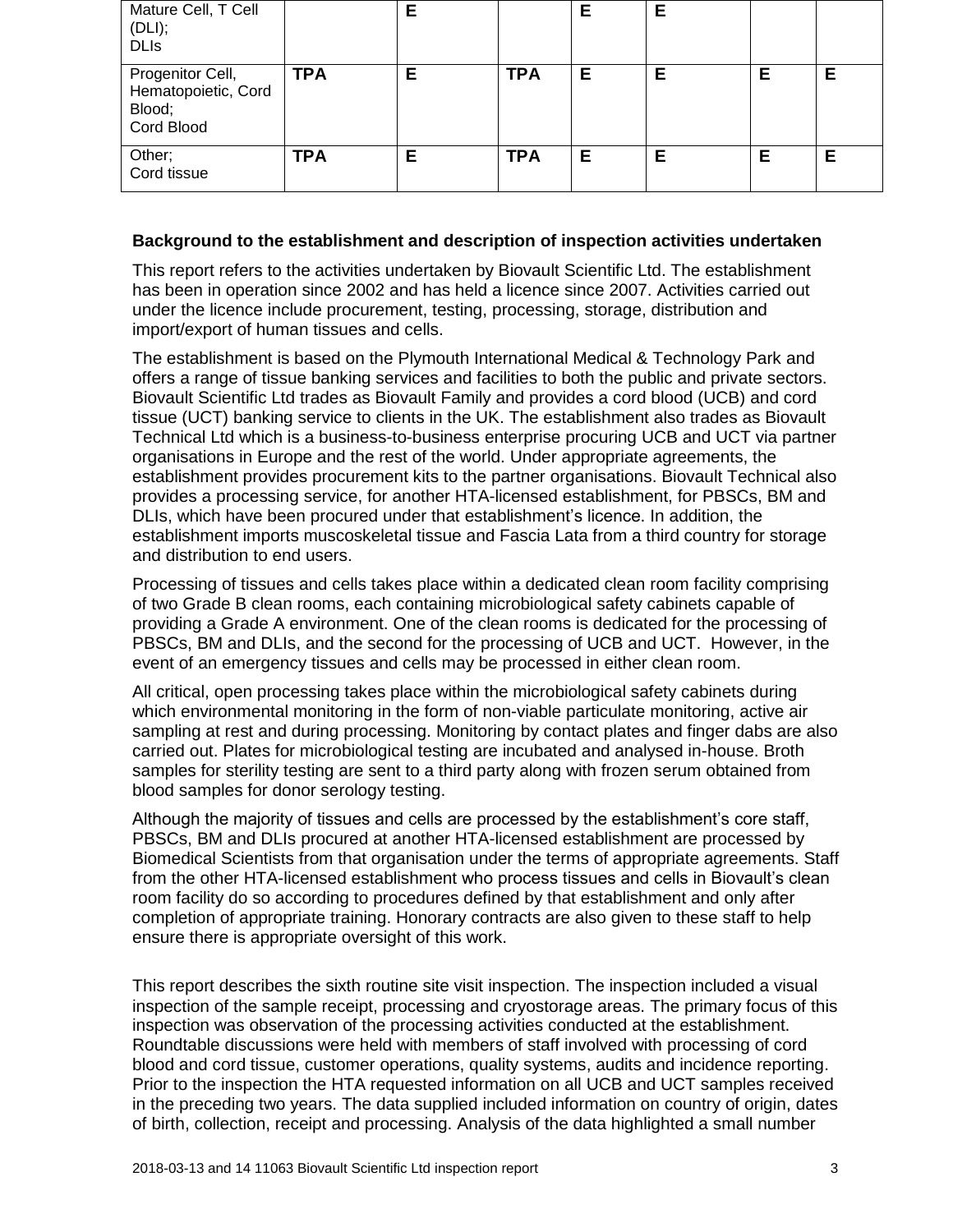| | | | | | | | |
|---|---|---|---|---|---|---|---|
| Mature Cell, T Cell (DLI);<br>DLIs | | **E** | | **E** | **E** | | |
| Progenitor Cell, Hematopoietic, Cord Blood;<br>Cord Blood | **TPA** | **E** | **TPA** | **E** | **E** | **E** | **E** |
| Other;<br>Cord tissue | **TPA** | **E** | **TPA** | **E** | **E** | **E** | **E** |

**Background to the establishment and description of inspection activities undertaken**

This report refers to the activities undertaken by Biovault Scientific Ltd. The establishment has been in operation since 2002 and has held a licence since 2007. Activities carried out under the licence include procurement, testing, processing, storage, distribution and import/export of human tissues and cells.

The establishment is based on the Plymouth International Medical & Technology Park and offers a range of tissue banking services and facilities to both the public and private sectors. Biovault Scientific Ltd trades as Biovault Family and provides a cord blood (UCB) and cord tissue (UCT) banking service to clients in the UK. The establishment also trades as Biovault Technical Ltd which is a business-to-business enterprise procuring UCB and UCT via partner organisations in Europe and the rest of the world. Under appropriate agreements, the establishment provides procurement kits to the partner organisations. Biovault Technical also provides a processing service, for another HTA-licensed establishment, for PBSCs, BM and DLIs, which have been procured under that establishment's licence. In addition, the establishment imports muscoskeletal tissue and Fascia Lata from a third country for storage and distribution to end users.

Processing of tissues and cells takes place within a dedicated clean room facility comprising of two Grade B clean rooms, each containing microbiological safety cabinets capable of providing a Grade A environment. One of the clean rooms is dedicated for the processing of PBSCs, BM and DLIs, and the second for the processing of UCB and UCT. However, in the event of an emergency tissues and cells may be processed in either clean room.

All critical, open processing takes place within the microbiological safety cabinets during which environmental monitoring in the form of non-viable particulate monitoring, active air sampling at rest and during processing. Monitoring by contact plates and finger dabs are also carried out. Plates for microbiological testing are incubated and analysed in-house. Broth samples for sterility testing are sent to a third party along with frozen serum obtained from blood samples for donor serology testing.

Although the majority of tissues and cells are processed by the establishment's core staff, PBSCs, BM and DLIs procured at another HTA-licensed establishment are processed by Biomedical Scientists from that organisation under the terms of appropriate agreements. Staff from the other HTA-licensed establishment who process tissues and cells in Biovault's clean room facility do so according to procedures defined by that establishment and only after completion of appropriate training. Honorary contracts are also given to these staff to help ensure there is appropriate oversight of this work.

This report describes the sixth routine site visit inspection. The inspection included a visual inspection of the sample receipt, processing and cryostorage areas. The primary focus of this inspection was observation of the processing activities conducted at the establishment. Roundtable discussions were held with members of staff involved with processing of cord blood and cord tissue, customer operations, quality systems, audits and incidence reporting. Prior to the inspection the HTA requested information on all UCB and UCT samples received in the preceding two years. The data supplied included information on country of origin, dates of birth, collection, receipt and processing. Analysis of the data highlighted a small number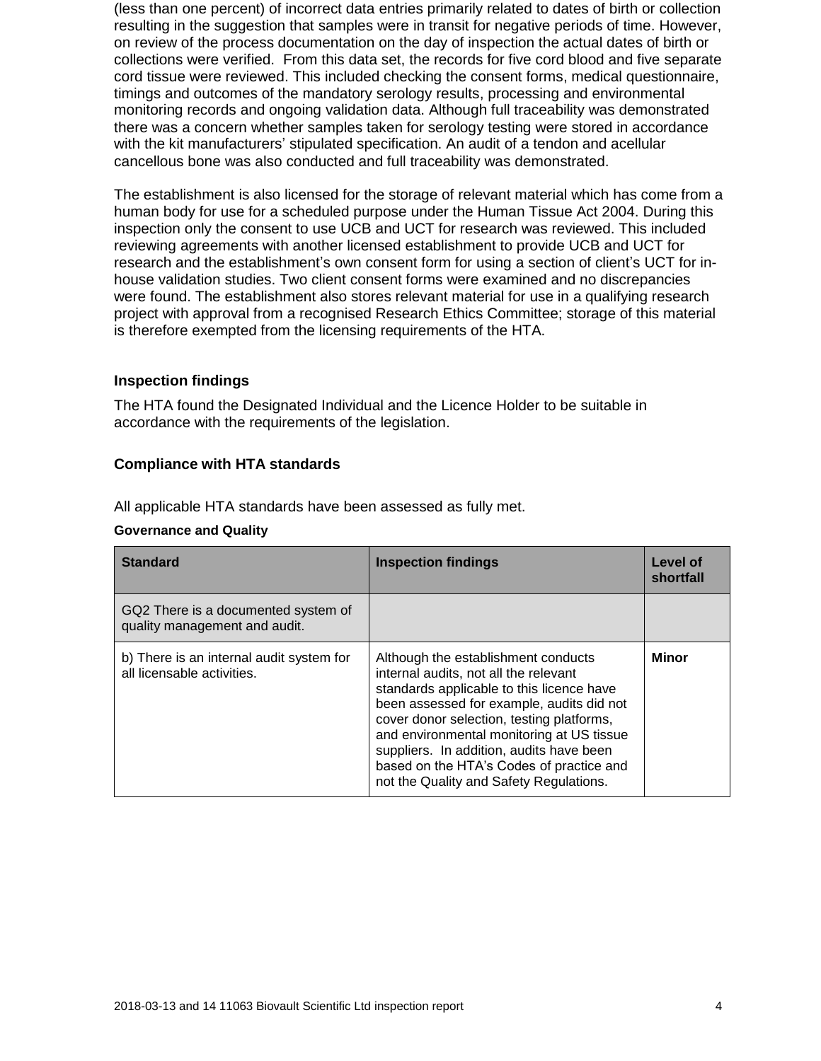(less than one percent) of incorrect data entries primarily related to dates of birth or collection resulting in the suggestion that samples were in transit for negative periods of time. However, on review of the process documentation on the day of inspection the actual dates of birth or collections were verified. From this data set, the records for five cord blood and five separate cord tissue were reviewed. This included checking the consent forms, medical questionnaire, timings and outcomes of the mandatory serology results, processing and environmental monitoring records and ongoing validation data. Although full traceability was demonstrated there was a concern whether samples taken for serology testing were stored in accordance with the kit manufacturers' stipulated specification. An audit of a tendon and acellular cancellous bone was also conducted and full traceability was demonstrated.

The establishment is also licensed for the storage of relevant material which has come from a human body for use for a scheduled purpose under the Human Tissue Act 2004. During this inspection only the consent to use UCB and UCT for research was reviewed. This included reviewing agreements with another licensed establishment to provide UCB and UCT for research and the establishment's own consent form for using a section of client's UCT for in-house validation studies. Two client consent forms were examined and no discrepancies were found. The establishment also stores relevant material for use in a qualifying research project with approval from a recognised Research Ethics Committee; storage of this material is therefore exempted from the licensing requirements of the HTA.

### Inspection findings

The HTA found the Designated Individual and the Licence Holder to be suitable in accordance with the requirements of the legislation.

### Compliance with HTA standards

All applicable HTA standards have been assessed as fully met.

**Governance and Quality**

| Standard | Inspection findings | Level of shortfall |
|---|---|---|
| GQ2 There is a documented system of quality management and audit. | | |
| b) There is an internal audit system for all licensable activities. | Although the establishment conducts internal audits, not all the relevant standards applicable to this licence have been assessed for example, audits did not cover donor selection, testing platforms, and environmental monitoring at US tissue suppliers. In addition, audits have been based on the HTA's Codes of practice and not the Quality and Safety Regulations. | **Minor** |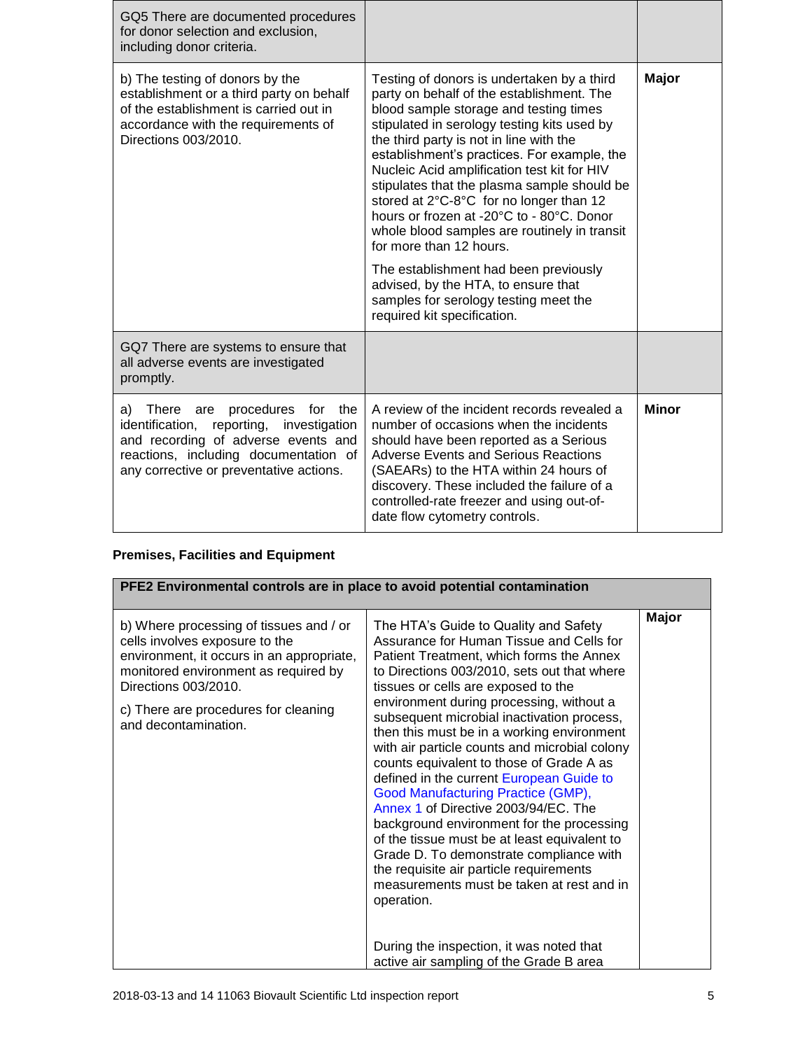| GQ5 There are documented procedures for donor selection and exclusion, including donor criteria. | | |
|---|---|---|
| b) The testing of donors by the establishment or a third party on behalf of the establishment is carried out in accordance with the requirements of Directions 003/2010. | Testing of donors is undertaken by a third party on behalf of the establishment. The blood sample storage and testing times stipulated in serology testing kits used by the third party is not in line with the establishment's practices. For example, the Nucleic Acid amplification test kit for HIV stipulates that the plasma sample should be stored at 2°C-8°C for no longer than 12 hours or frozen at -20°C to - 80°C. Donor whole blood samples are routinely in transit for more than 12 hours.<br><br>The establishment had been previously advised, by the HTA, to ensure that samples for serology testing meet the required kit specification. | **Major** |
| GQ7 There are systems to ensure that all adverse events are investigated promptly. | | |
| a) There are procedures for the identification, reporting, investigation and recording of adverse events and reactions, including documentation of any corrective or preventative actions. | A review of the incident records revealed a number of occasions when the incidents should have been reported as a Serious Adverse Events and Serious Reactions (SAEARs) to the HTA within 24 hours of discovery. These included the failure of a controlled-rate freezer and using out-of-date flow cytometry controls. | **Minor** |

**Premises, Facilities and Equipment**

| **PFE2 Environmental controls are in place to avoid potential contamination** | | |
|---|---|---|
| b) Where processing of tissues and / or cells involves exposure to the environment, it occurs in an appropriate, monitored environment as required by Directions 003/2010.<br><br>c) There are procedures for cleaning and decontamination. | The HTA's Guide to Quality and Safety Assurance for Human Tissue and Cells for Patient Treatment, which forms the Annex to Directions 003/2010, sets out that where tissues or cells are exposed to the environment during processing, without a subsequent microbial inactivation process, then this must be in a working environment with air particle counts and microbial colony counts equivalent to those of Grade A as defined in the current European Guide to Good Manufacturing Practice (GMP), Annex 1 of Directive 2003/94/EC. The background environment for the processing of the tissue must be at least equivalent to Grade D. To demonstrate compliance with the requisite air particle requirements measurements must be taken at rest and in operation.<br><br>During the inspection, it was noted that active air sampling of the Grade B area | **Major** |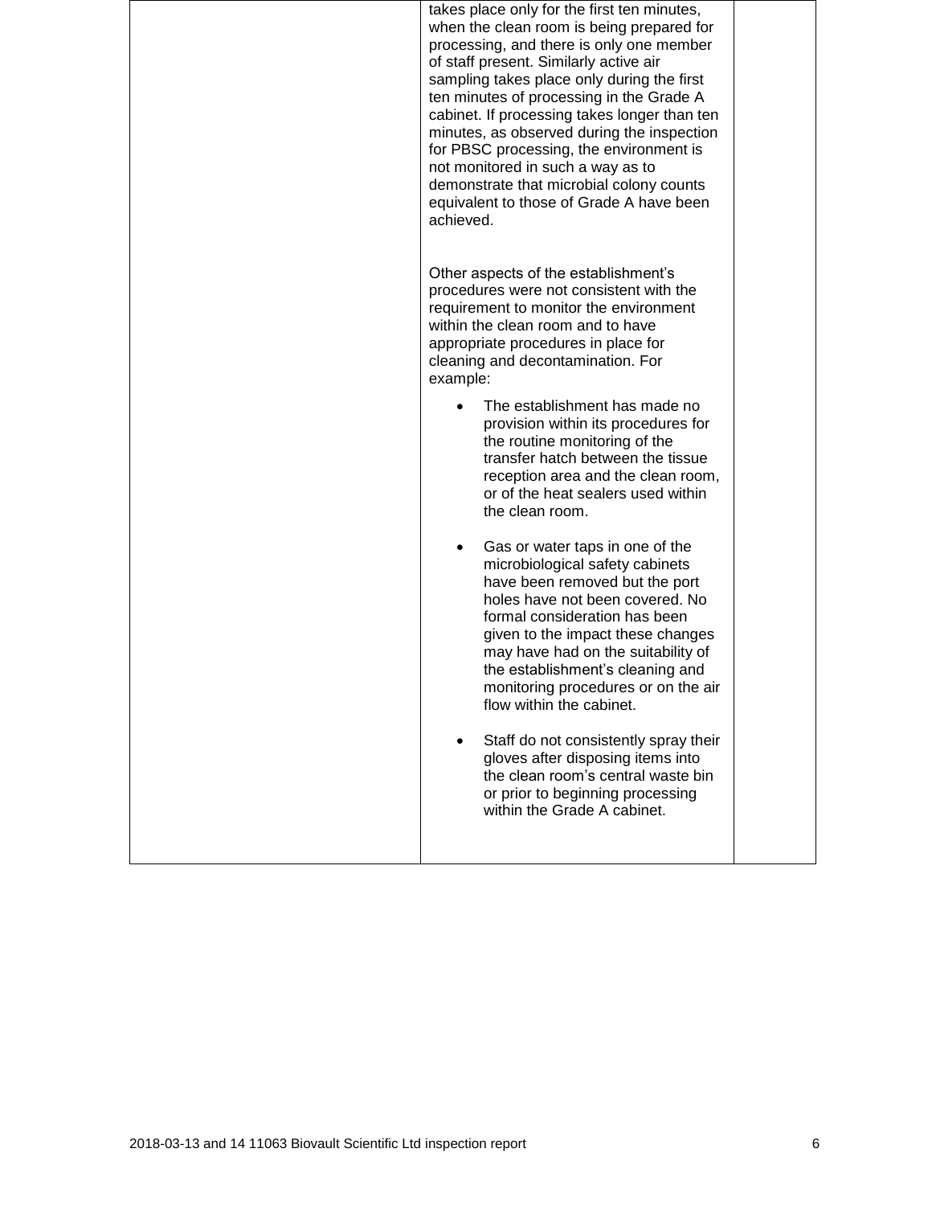| | | |
|---|---|---|
| | takes place only for the first ten minutes, when the clean room is being prepared for processing, and there is only one member of staff present. Similarly active air sampling takes place only during the first ten minutes of processing in the Grade A cabinet. If processing takes longer than ten minutes, as observed during the inspection for PBSC processing, the environment is not monitored in such a way as to demonstrate that microbial colony counts equivalent to those of Grade A have been achieved.<br><br>Other aspects of the establishment's procedures were not consistent with the requirement to monitor the environment within the clean room and to have appropriate procedures in place for cleaning and decontamination. For example:<br><br>• The establishment has made no provision within its procedures for the routine monitoring of the transfer hatch between the tissue reception area and the clean room, or of the heat sealers used within the clean room.<br><br>• Gas or water taps in one of the microbiological safety cabinets have been removed but the port holes have not been covered. No formal consideration has been given to the impact these changes may have had on the suitability of the establishment's cleaning and monitoring procedures or on the air flow within the cabinet.<br><br>• Staff do not consistently spray their gloves after disposing items into the clean room's central waste bin or prior to beginning processing within the Grade A cabinet. | |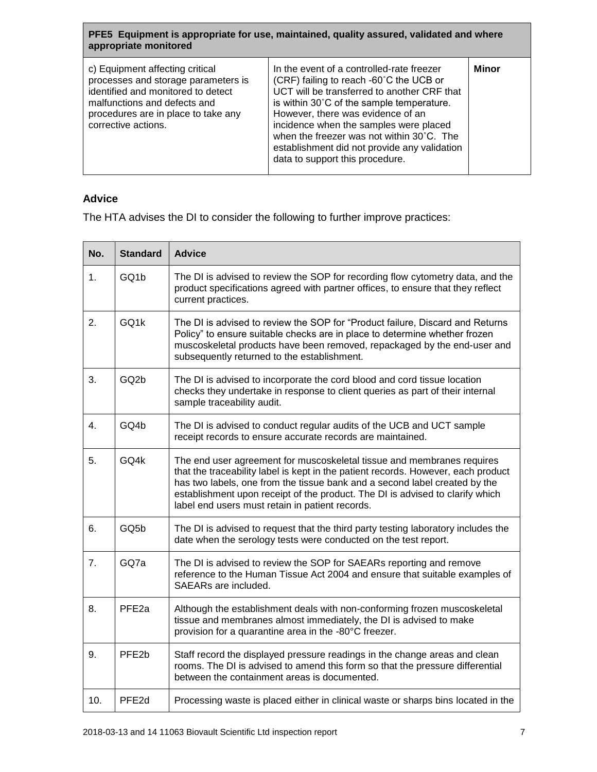| PFE5 Equipment is appropriate for use, maintained, quality assured, validated and where appropriate monitored | | |
|---|---|---|
| c) Equipment affecting critical processes and storage parameters is identified and monitored to detect malfunctions and defects and procedures are in place to take any corrective actions. | In the event of a controlled-rate freezer (CRF) failing to reach -60˚C the UCB or UCT will be transferred to another CRF that is within 30˚C of the sample temperature. However, there was evidence of an incidence when the samples were placed when the freezer was not within 30˚C. The establishment did not provide any validation data to support this procedure. | **Minor** |

### Advice

The HTA advises the DI to consider the following to further improve practices:

| No. | Standard | Advice |
|---|---|---|
| 1. | GQ1b | The DI is advised to review the SOP for recording flow cytometry data, and the product specifications agreed with partner offices, to ensure that they reflect current practices. |
| 2. | GQ1k | The DI is advised to review the SOP for "Product failure, Discard and Returns Policy" to ensure suitable checks are in place to determine whether frozen muscoskeletal products have been removed, repackaged by the end-user and subsequently returned to the establishment. |
| 3. | GQ2b | The DI is advised to incorporate the cord blood and cord tissue location checks they undertake in response to client queries as part of their internal sample traceability audit. |
| 4. | GQ4b | The DI is advised to conduct regular audits of the UCB and UCT sample receipt records to ensure accurate records are maintained. |
| 5. | GQ4k | The end user agreement for muscoskeletal tissue and membranes requires that the traceability label is kept in the patient records. However, each product has two labels, one from the tissue bank and a second label created by the establishment upon receipt of the product. The DI is advised to clarify which label end users must retain in patient records. |
| 6. | GQ5b | The DI is advised to request that the third party testing laboratory includes the date when the serology tests were conducted on the test report. |
| 7. | GQ7a | The DI is advised to review the SOP for SAEARs reporting and remove reference to the Human Tissue Act 2004 and ensure that suitable examples of SAEARs are included. |
| 8. | PFE2a | Although the establishment deals with non-conforming frozen muscoskeletal tissue and membranes almost immediately, the DI is advised to make provision for a quarantine area in the -80°C freezer. |
| 9. | PFE2b | Staff record the displayed pressure readings in the change areas and clean rooms. The DI is advised to amend this form so that the pressure differential between the containment areas is documented. |
| 10. | PFE2d | Processing waste is placed either in clinical waste or sharps bins located in the |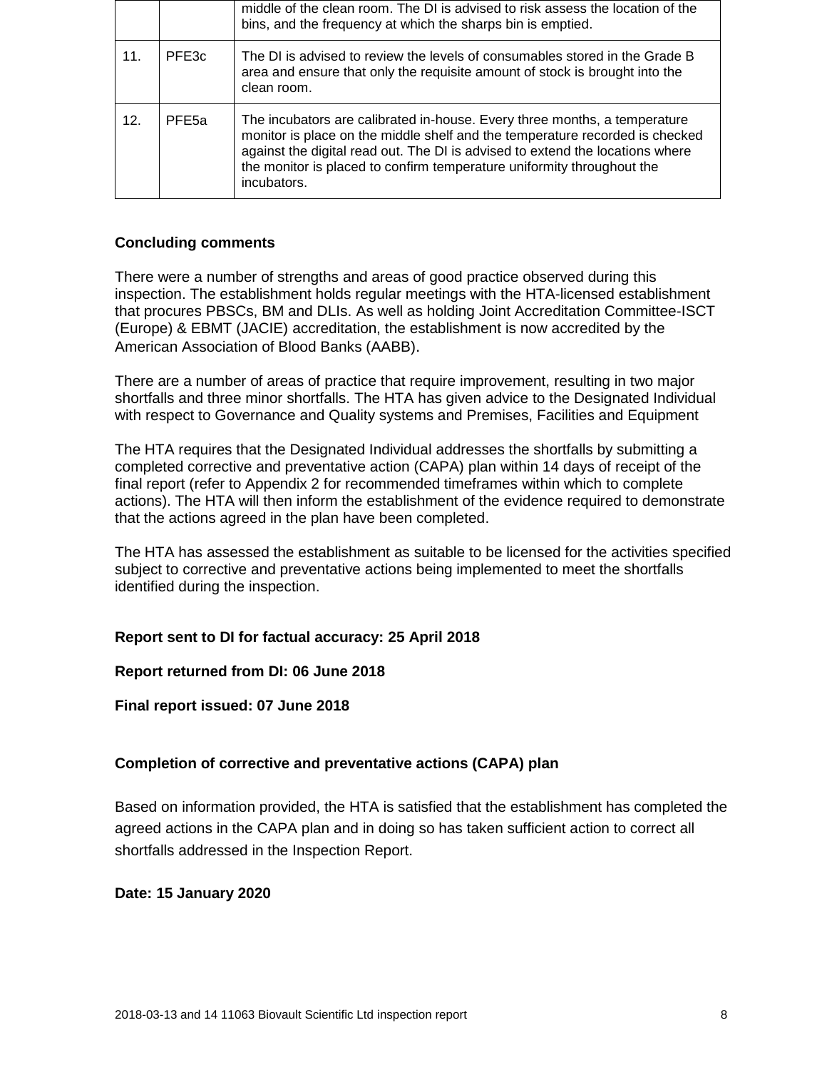| | | middle of the clean room. The DI is advised to risk assess the location of the bins, and the frequency at which the sharps bin is emptied. |
|---|---|---|
| 11. | PFE3c | The DI is advised to review the levels of consumables stored in the Grade B area and ensure that only the requisite amount of stock is brought into the clean room. |
| 12. | PFE5a | The incubators are calibrated in-house. Every three months, a temperature monitor is place on the middle shelf and the temperature recorded is checked against the digital read out. The DI is advised to extend the locations where the monitor is placed to confirm temperature uniformity throughout the incubators. |

**Concluding comments**

There were a number of strengths and areas of good practice observed during this inspection. The establishment holds regular meetings with the HTA-licensed establishment that procures PBSCs, BM and DLIs. As well as holding Joint Accreditation Committee-ISCT (Europe) & EBMT (JACIE) accreditation, the establishment is now accredited by the American Association of Blood Banks (AABB).

There are a number of areas of practice that require improvement, resulting in two major shortfalls and three minor shortfalls. The HTA has given advice to the Designated Individual with respect to Governance and Quality systems and Premises, Facilities and Equipment

The HTA requires that the Designated Individual addresses the shortfalls by submitting a completed corrective and preventative action (CAPA) plan within 14 days of receipt of the final report (refer to Appendix 2 for recommended timeframes within which to complete actions). The HTA will then inform the establishment of the evidence required to demonstrate that the actions agreed in the plan have been completed.

The HTA has assessed the establishment as suitable to be licensed for the activities specified subject to corrective and preventative actions being implemented to meet the shortfalls identified during the inspection.

**Report sent to DI for factual accuracy: 25 April 2018**

**Report returned from DI: 06 June 2018**

**Final report issued: 07 June 2018**

**Completion of corrective and preventative actions (CAPA) plan**

Based on information provided, the HTA is satisfied that the establishment has completed the agreed actions in the CAPA plan and in doing so has taken sufficient action to correct all shortfalls addressed in the Inspection Report.

**Date: 15 January 2020**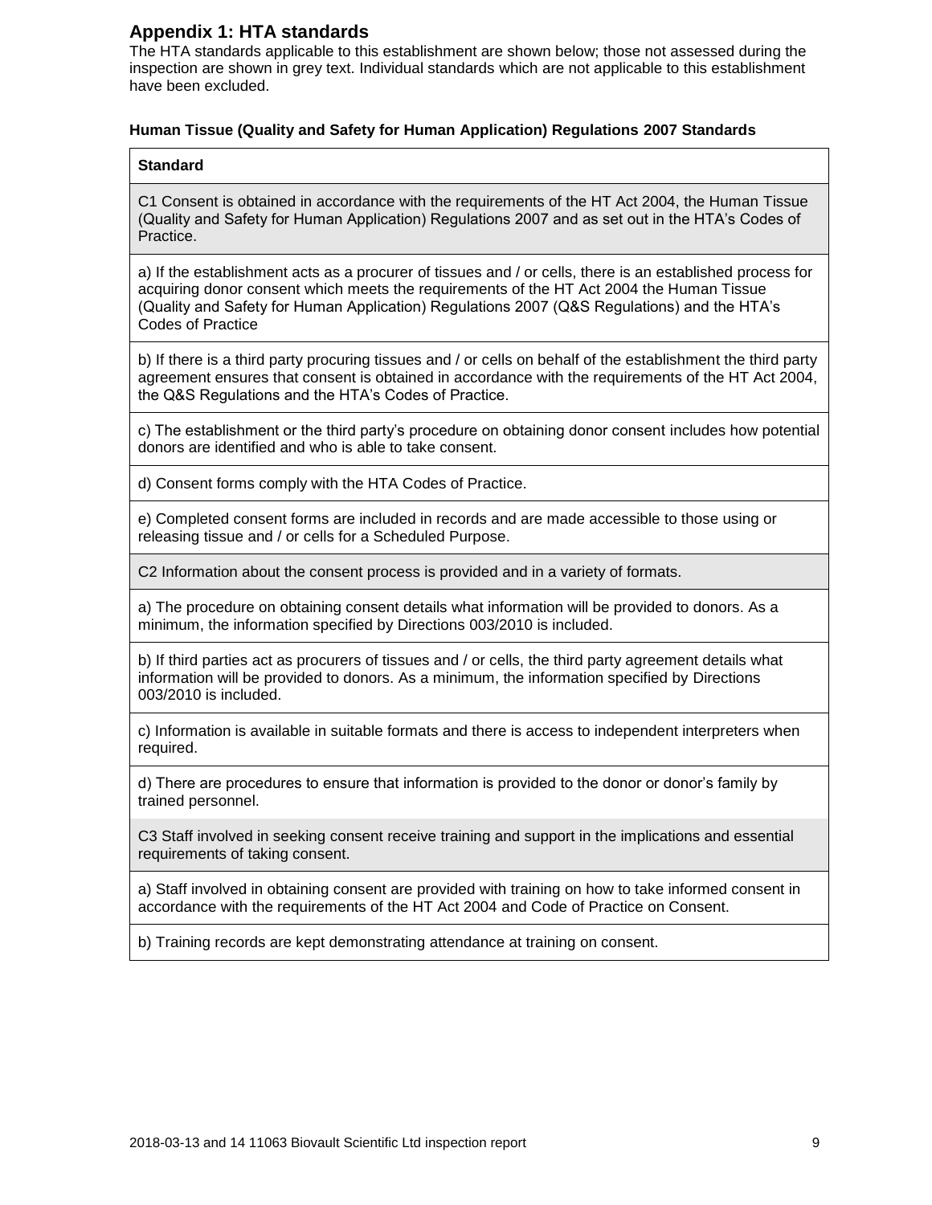## Appendix 1: HTA standards

The HTA standards applicable to this establishment are shown below; those not assessed during the inspection are shown in grey text. Individual standards which are not applicable to this establishment have been excluded.

### Human Tissue (Quality and Safety for Human Application) Regulations 2007 Standards

| **Standard** |
|---|
| C1 Consent is obtained in accordance with the requirements of the HT Act 2004, the Human Tissue (Quality and Safety for Human Application) Regulations 2007 and as set out in the HTA's Codes of Practice. |
| a) If the establishment acts as a procurer of tissues and / or cells, there is an established process for acquiring donor consent which meets the requirements of the HT Act 2004 the Human Tissue (Quality and Safety for Human Application) Regulations 2007 (Q&S Regulations) and the HTA's Codes of Practice |
| b) If there is a third party procuring tissues and / or cells on behalf of the establishment the third party agreement ensures that consent is obtained in accordance with the requirements of the HT Act 2004, the Q&S Regulations and the HTA's Codes of Practice. |
| c) The establishment or the third party's procedure on obtaining donor consent includes how potential donors are identified and who is able to take consent. |
| d) Consent forms comply with the HTA Codes of Practice. |
| e) Completed consent forms are included in records and are made accessible to those using or releasing tissue and / or cells for a Scheduled Purpose. |
| C2 Information about the consent process is provided and in a variety of formats. |
| a) The procedure on obtaining consent details what information will be provided to donors. As a minimum, the information specified by Directions 003/2010 is included. |
| b) If third parties act as procurers of tissues and / or cells, the third party agreement details what information will be provided to donors. As a minimum, the information specified by Directions 003/2010 is included. |
| c) Information is available in suitable formats and there is access to independent interpreters when required. |
| d) There are procedures to ensure that information is provided to the donor or donor's family by trained personnel. |
| C3 Staff involved in seeking consent receive training and support in the implications and essential requirements of taking consent. |
| a) Staff involved in obtaining consent are provided with training on how to take informed consent in accordance with the requirements of the HT Act 2004 and Code of Practice on Consent. |
| b) Training records are kept demonstrating attendance at training on consent. |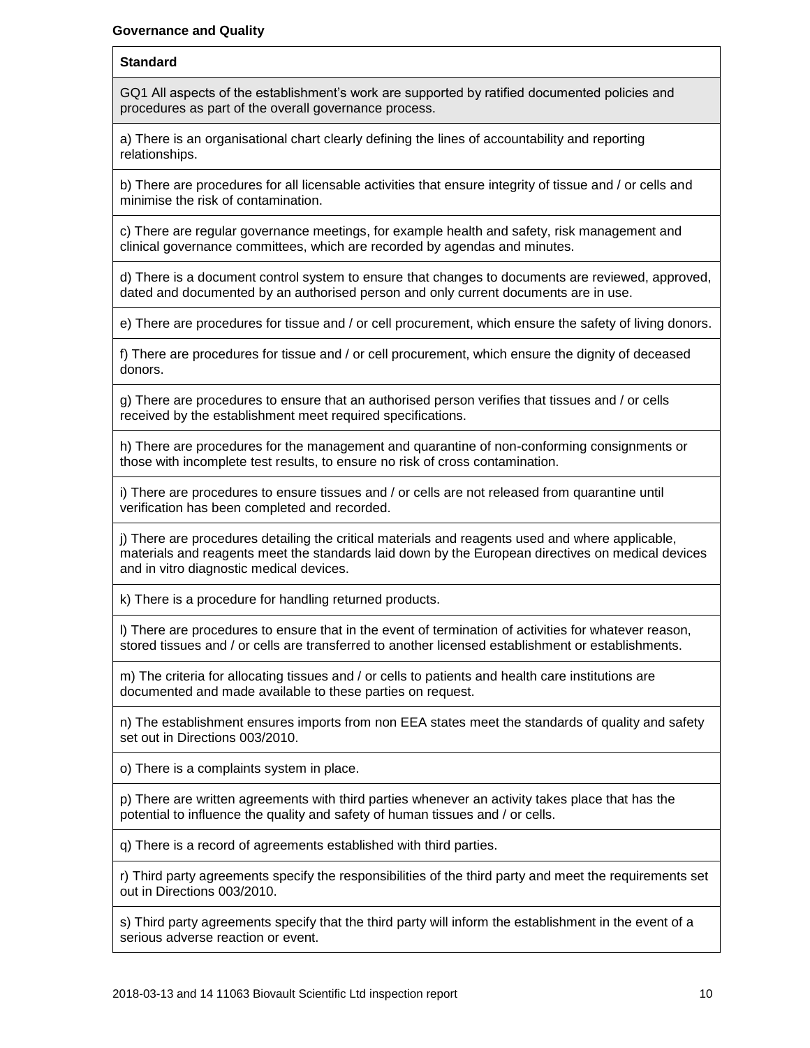**Governance and Quality**

| Standard |
| --- |
| GQ1 All aspects of the establishment's work are supported by ratified documented policies and procedures as part of the overall governance process. |
| a) There is an organisational chart clearly defining the lines of accountability and reporting relationships. |
| b) There are procedures for all licensable activities that ensure integrity of tissue and / or cells and minimise the risk of contamination. |
| c) There are regular governance meetings, for example health and safety, risk management and clinical governance committees, which are recorded by agendas and minutes. |
| d) There is a document control system to ensure that changes to documents are reviewed, approved, dated and documented by an authorised person and only current documents are in use. |
| e) There are procedures for tissue and / or cell procurement, which ensure the safety of living donors. |
| f) There are procedures for tissue and / or cell procurement, which ensure the dignity of deceased donors. |
| g) There are procedures to ensure that an authorised person verifies that tissues and / or cells received by the establishment meet required specifications. |
| h) There are procedures for the management and quarantine of non-conforming consignments or those with incomplete test results, to ensure no risk of cross contamination. |
| i) There are procedures to ensure tissues and / or cells are not released from quarantine until verification has been completed and recorded. |
| j) There are procedures detailing the critical materials and reagents used and where applicable, materials and reagents meet the standards laid down by the European directives on medical devices and in vitro diagnostic medical devices. |
| k) There is a procedure for handling returned products. |
| l) There are procedures to ensure that in the event of termination of activities for whatever reason, stored tissues and / or cells are transferred to another licensed establishment or establishments. |
| m) The criteria for allocating tissues and / or cells to patients and health care institutions are documented and made available to these parties on request. |
| n) The establishment ensures imports from non EEA states meet the standards of quality and safety set out in Directions 003/2010. |
| o) There is a complaints system in place. |
| p) There are written agreements with third parties whenever an activity takes place that has the potential to influence the quality and safety of human tissues and / or cells. |
| q) There is a record of agreements established with third parties. |
| r) Third party agreements specify the responsibilities of the third party and meet the requirements set out in Directions 003/2010. |
| s) Third party agreements specify that the third party will inform the establishment in the event of a serious adverse reaction or event. |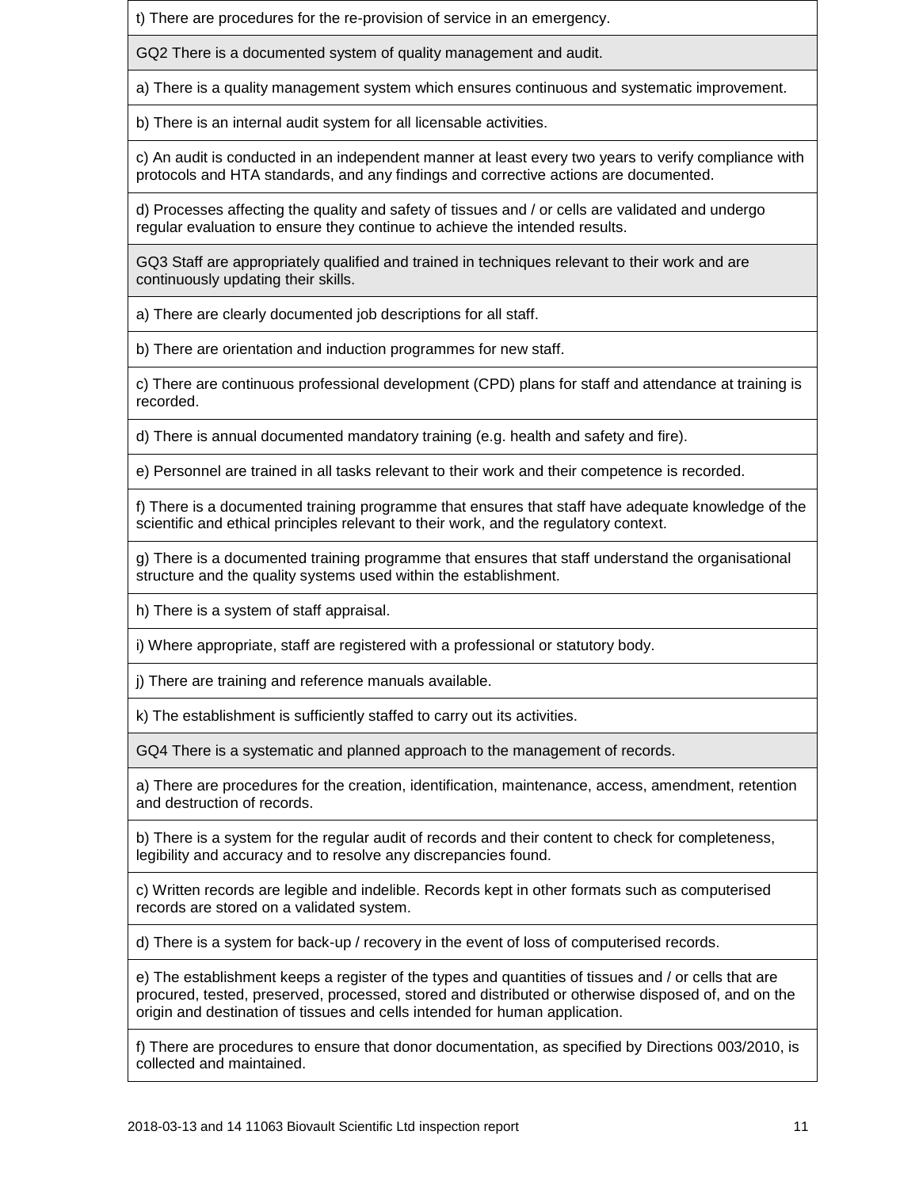| |
|---|
| t) There are procedures for the re-provision of service in an emergency. |
| GQ2 There is a documented system of quality management and audit. |
| a) There is a quality management system which ensures continuous and systematic improvement. |
| b) There is an internal audit system for all licensable activities. |
| c) An audit is conducted in an independent manner at least every two years to verify compliance with protocols and HTA standards, and any findings and corrective actions are documented. |
| d) Processes affecting the quality and safety of tissues and / or cells are validated and undergo regular evaluation to ensure they continue to achieve the intended results. |
| GQ3 Staff are appropriately qualified and trained in techniques relevant to their work and are continuously updating their skills. |
| a) There are clearly documented job descriptions for all staff. |
| b) There are orientation and induction programmes for new staff. |
| c) There are continuous professional development (CPD) plans for staff and attendance at training is recorded. |
| d) There is annual documented mandatory training (e.g. health and safety and fire). |
| e) Personnel are trained in all tasks relevant to their work and their competence is recorded. |
| f) There is a documented training programme that ensures that staff have adequate knowledge of the scientific and ethical principles relevant to their work, and the regulatory context. |
| g) There is a documented training programme that ensures that staff understand the organisational structure and the quality systems used within the establishment. |
| h) There is a system of staff appraisal. |
| i) Where appropriate, staff are registered with a professional or statutory body. |
| j) There are training and reference manuals available. |
| k) The establishment is sufficiently staffed to carry out its activities. |
| GQ4 There is a systematic and planned approach to the management of records. |
| a) There are procedures for the creation, identification, maintenance, access, amendment, retention and destruction of records. |
| b) There is a system for the regular audit of records and their content to check for completeness, legibility and accuracy and to resolve any discrepancies found. |
| c) Written records are legible and indelible. Records kept in other formats such as computerised records are stored on a validated system. |
| d) There is a system for back-up / recovery in the event of loss of computerised records. |
| e) The establishment keeps a register of the types and quantities of tissues and / or cells that are procured, tested, preserved, processed, stored and distributed or otherwise disposed of, and on the origin and destination of tissues and cells intended for human application. |
| f) There are procedures to ensure that donor documentation, as specified by Directions 003/2010, is collected and maintained. |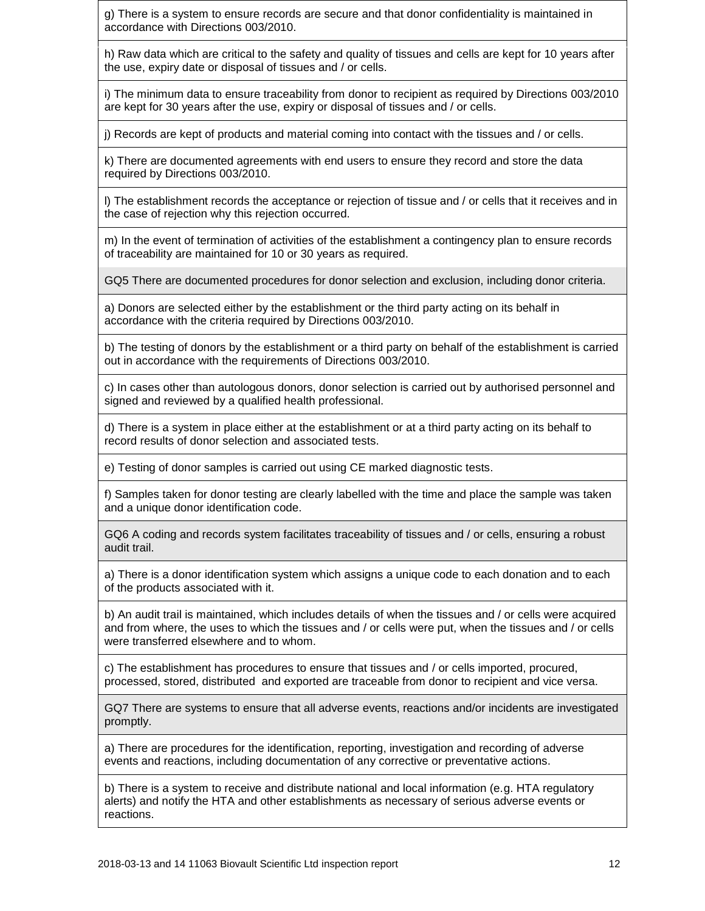| |
|---|
| g) There is a system to ensure records are secure and that donor confidentiality is maintained in accordance with Directions 003/2010. |
| h) Raw data which are critical to the safety and quality of tissues and cells are kept for 10 years after the use, expiry date or disposal of tissues and / or cells. |
| i) The minimum data to ensure traceability from donor to recipient as required by Directions 003/2010 are kept for 30 years after the use, expiry or disposal of tissues and / or cells. |
| j) Records are kept of products and material coming into contact with the tissues and / or cells. |
| k) There are documented agreements with end users to ensure they record and store the data required by Directions 003/2010. |
| l) The establishment records the acceptance or rejection of tissue and / or cells that it receives and in the case of rejection why this rejection occurred. |
| m) In the event of termination of activities of the establishment a contingency plan to ensure records of traceability are maintained for 10 or 30 years as required. |
| GQ5 There are documented procedures for donor selection and exclusion, including donor criteria. |
| a) Donors are selected either by the establishment or the third party acting on its behalf in accordance with the criteria required by Directions 003/2010. |
| b) The testing of donors by the establishment or a third party on behalf of the establishment is carried out in accordance with the requirements of Directions 003/2010. |
| c) In cases other than autologous donors, donor selection is carried out by authorised personnel and signed and reviewed by a qualified health professional. |
| d) There is a system in place either at the establishment or at a third party acting on its behalf to record results of donor selection and associated tests. |
| e) Testing of donor samples is carried out using CE marked diagnostic tests. |
| f) Samples taken for donor testing are clearly labelled with the time and place the sample was taken and a unique donor identification code. |
| GQ6 A coding and records system facilitates traceability of tissues and / or cells, ensuring a robust audit trail. |
| a) There is a donor identification system which assigns a unique code to each donation and to each of the products associated with it. |
| b) An audit trail is maintained, which includes details of when the tissues and / or cells were acquired and from where, the uses to which the tissues and / or cells were put, when the tissues and / or cells were transferred elsewhere and to whom. |
| c) The establishment has procedures to ensure that tissues and / or cells imported, procured, processed, stored, distributed and exported are traceable from donor to recipient and vice versa. |
| GQ7 There are systems to ensure that all adverse events, reactions and/or incidents are investigated promptly. |
| a) There are procedures for the identification, reporting, investigation and recording of adverse events and reactions, including documentation of any corrective or preventative actions. |
| b) There is a system to receive and distribute national and local information (e.g. HTA regulatory alerts) and notify the HTA and other establishments as necessary of serious adverse events or reactions. |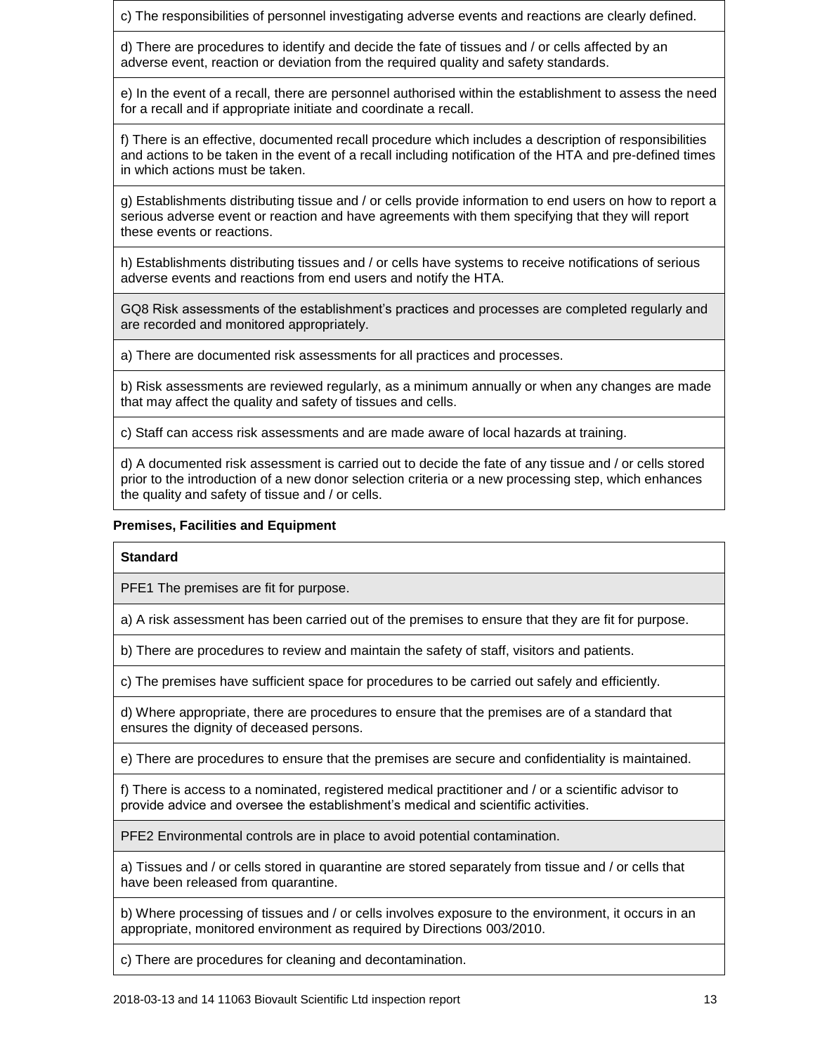| |
|---|
| c) The responsibilities of personnel investigating adverse events and reactions are clearly defined. |
| d) There are procedures to identify and decide the fate of tissues and / or cells affected by an adverse event, reaction or deviation from the required quality and safety standards. |
| e) In the event of a recall, there are personnel authorised within the establishment to assess the need for a recall and if appropriate initiate and coordinate a recall. |
| f) There is an effective, documented recall procedure which includes a description of responsibilities and actions to be taken in the event of a recall including notification of the HTA and pre-defined times in which actions must be taken. |
| g) Establishments distributing tissue and / or cells provide information to end users on how to report a serious adverse event or reaction and have agreements with them specifying that they will report these events or reactions. |
| h) Establishments distributing tissues and / or cells have systems to receive notifications of serious adverse events and reactions from end users and notify the HTA. |
| GQ8 Risk assessments of the establishment's practices and processes are completed regularly and are recorded and monitored appropriately. |
| a) There are documented risk assessments for all practices and processes. |
| b) Risk assessments are reviewed regularly, as a minimum annually or when any changes are made that may affect the quality and safety of tissues and cells. |
| c) Staff can access risk assessments and are made aware of local hazards at training. |
| d) A documented risk assessment is carried out to decide the fate of any tissue and / or cells stored prior to the introduction of a new donor selection criteria or a new processing step, which enhances the quality and safety of tissue and / or cells. |

**Premises, Facilities and Equipment**

| **Standard** |
|---|
| PFE1 The premises are fit for purpose. |
| a) A risk assessment has been carried out of the premises to ensure that they are fit for purpose. |
| b) There are procedures to review and maintain the safety of staff, visitors and patients. |
| c) The premises have sufficient space for procedures to be carried out safely and efficiently. |
| d) Where appropriate, there are procedures to ensure that the premises are of a standard that ensures the dignity of deceased persons. |
| e) There are procedures to ensure that the premises are secure and confidentiality is maintained. |
| f) There is access to a nominated, registered medical practitioner and / or a scientific advisor to provide advice and oversee the establishment's medical and scientific activities. |
| PFE2 Environmental controls are in place to avoid potential contamination. |
| a) Tissues and / or cells stored in quarantine are stored separately from tissue and / or cells that have been released from quarantine. |
| b) Where processing of tissues and / or cells involves exposure to the environment, it occurs in an appropriate, monitored environment as required by Directions 003/2010. |
| c) There are procedures for cleaning and decontamination. |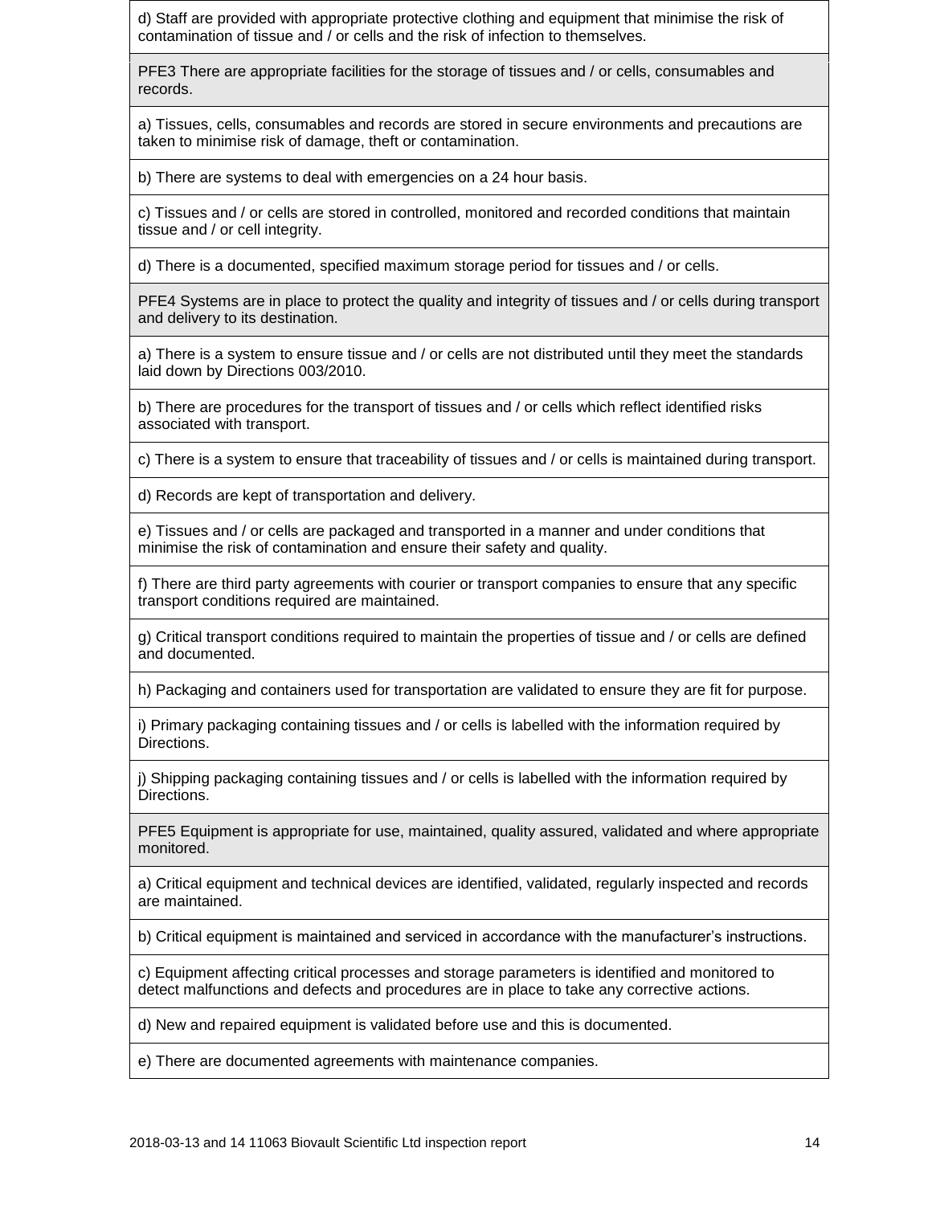| |
|---|
| d) Staff are provided with appropriate protective clothing and equipment that minimise the risk of contamination of tissue and / or cells and the risk of infection to themselves. |
| PFE3 There are appropriate facilities for the storage of tissues and / or cells, consumables and records. |
| a) Tissues, cells, consumables and records are stored in secure environments and precautions are taken to minimise risk of damage, theft or contamination. |
| b) There are systems to deal with emergencies on a 24 hour basis. |
| c) Tissues and / or cells are stored in controlled, monitored and recorded conditions that maintain tissue and / or cell integrity. |
| d) There is a documented, specified maximum storage period for tissues and / or cells. |
| PFE4 Systems are in place to protect the quality and integrity of tissues and / or cells during transport and delivery to its destination. |
| a) There is a system to ensure tissue and / or cells are not distributed until they meet the standards laid down by Directions 003/2010. |
| b) There are procedures for the transport of tissues and / or cells which reflect identified risks associated with transport. |
| c) There is a system to ensure that traceability of tissues and / or cells is maintained during transport. |
| d) Records are kept of transportation and delivery. |
| e) Tissues and / or cells are packaged and transported in a manner and under conditions that minimise the risk of contamination and ensure their safety and quality. |
| f) There are third party agreements with courier or transport companies to ensure that any specific transport conditions required are maintained. |
| g) Critical transport conditions required to maintain the properties of tissue and / or cells are defined and documented. |
| h) Packaging and containers used for transportation are validated to ensure they are fit for purpose. |
| i) Primary packaging containing tissues and / or cells is labelled with the information required by Directions. |
| j) Shipping packaging containing tissues and / or cells is labelled with the information required by Directions. |
| PFE5 Equipment is appropriate for use, maintained, quality assured, validated and where appropriate monitored. |
| a) Critical equipment and technical devices are identified, validated, regularly inspected and records are maintained. |
| b) Critical equipment is maintained and serviced in accordance with the manufacturer's instructions. |
| c) Equipment affecting critical processes and storage parameters is identified and monitored to detect malfunctions and defects and procedures are in place to take any corrective actions. |
| d) New and repaired equipment is validated before use and this is documented. |
| e) There are documented agreements with maintenance companies. |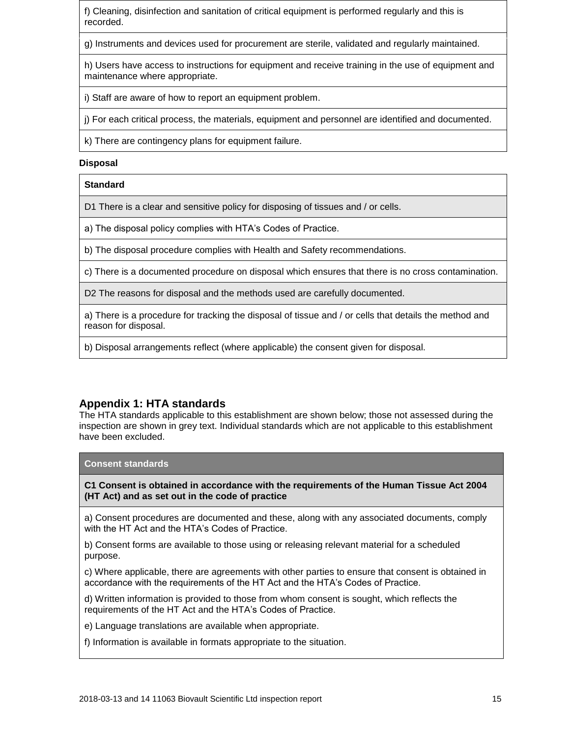| |
|---|
| f) Cleaning, disinfection and sanitation of critical equipment is performed regularly and this is recorded. |
| g) Instruments and devices used for procurement are sterile, validated and regularly maintained. |
| h) Users have access to instructions for equipment and receive training in the use of equipment and maintenance where appropriate. |
| i) Staff are aware of how to report an equipment problem. |
| j) For each critical process, the materials, equipment and personnel are identified and documented. |
| k) There are contingency plans for equipment failure. |

**Disposal**

| Standard |
|---|
| D1 There is a clear and sensitive policy for disposing of tissues and / or cells. |
| a) The disposal policy complies with HTA's Codes of Practice. |
| b) The disposal procedure complies with Health and Safety recommendations. |
| c) There is a documented procedure on disposal which ensures that there is no cross contamination. |
| D2 The reasons for disposal and the methods used are carefully documented. |
| a) There is a procedure for tracking the disposal of tissue and / or cells that details the method and reason for disposal. |
| b) Disposal arrangements reflect (where applicable) the consent given for disposal. |

## Appendix 1: HTA standards

The HTA standards applicable to this establishment are shown below; those not assessed during the inspection are shown in grey text. Individual standards which are not applicable to this establishment have been excluded.

| Consent standards |
|---|
| **C1 Consent is obtained in accordance with the requirements of the Human Tissue Act 2004 (HT Act) and as set out in the code of practice** |
| a) Consent procedures are documented and these, along with any associated documents, comply with the HT Act and the HTA's Codes of Practice.<br>b) Consent forms are available to those using or releasing relevant material for a scheduled purpose.<br>c) Where applicable, there are agreements with other parties to ensure that consent is obtained in accordance with the requirements of the HT Act and the HTA's Codes of Practice.<br>d) Written information is provided to those from whom consent is sought, which reflects the requirements of the HT Act and the HTA's Codes of Practice.<br>e) Language translations are available when appropriate.<br>f) Information is available in formats appropriate to the situation. |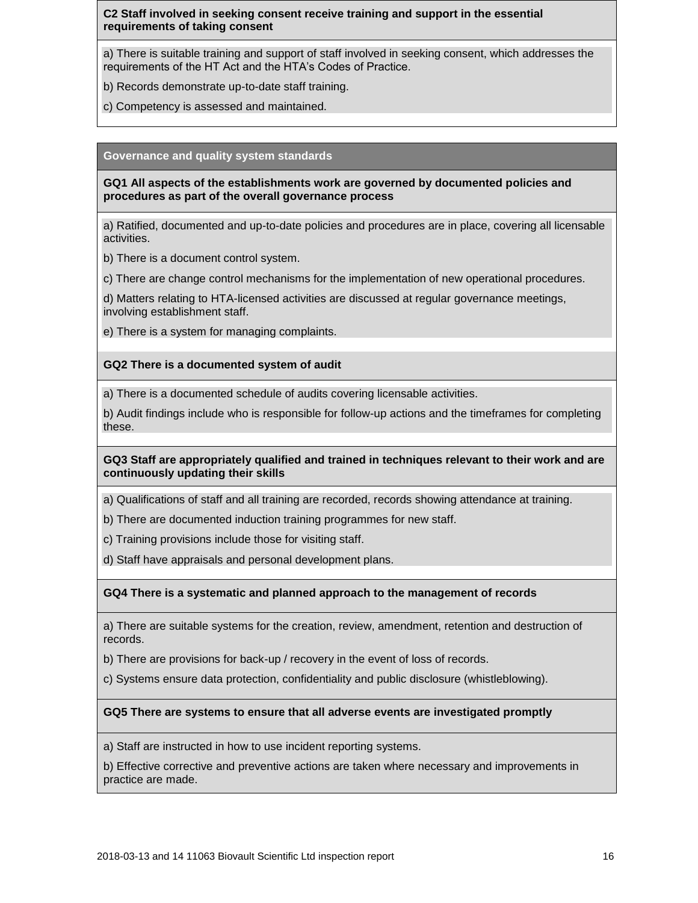**C2 Staff involved in seeking consent receive training and support in the essential requirements of taking consent**

a) There is suitable training and support of staff involved in seeking consent, which addresses the requirements of the HT Act and the HTA's Codes of Practice.

b) Records demonstrate up-to-date staff training.

c) Competency is assessed and maintained.

## Governance and quality system standards

**GQ1 All aspects of the establishments work are governed by documented policies and procedures as part of the overall governance process**

a) Ratified, documented and up-to-date policies and procedures are in place, covering all licensable activities.

b) There is a document control system.

c) There are change control mechanisms for the implementation of new operational procedures.

d) Matters relating to HTA-licensed activities are discussed at regular governance meetings, involving establishment staff.

e) There is a system for managing complaints.

**GQ2 There is a documented system of audit**

a) There is a documented schedule of audits covering licensable activities.

b) Audit findings include who is responsible for follow-up actions and the timeframes for completing these.

**GQ3 Staff are appropriately qualified and trained in techniques relevant to their work and are continuously updating their skills**

a) Qualifications of staff and all training are recorded, records showing attendance at training.

b) There are documented induction training programmes for new staff.

c) Training provisions include those for visiting staff.

d) Staff have appraisals and personal development plans.

**GQ4 There is a systematic and planned approach to the management of records**

a) There are suitable systems for the creation, review, amendment, retention and destruction of records.

b) There are provisions for back-up / recovery in the event of loss of records.

c) Systems ensure data protection, confidentiality and public disclosure (whistleblowing).

**GQ5 There are systems to ensure that all adverse events are investigated promptly**

a) Staff are instructed in how to use incident reporting systems.

b) Effective corrective and preventive actions are taken where necessary and improvements in practice are made.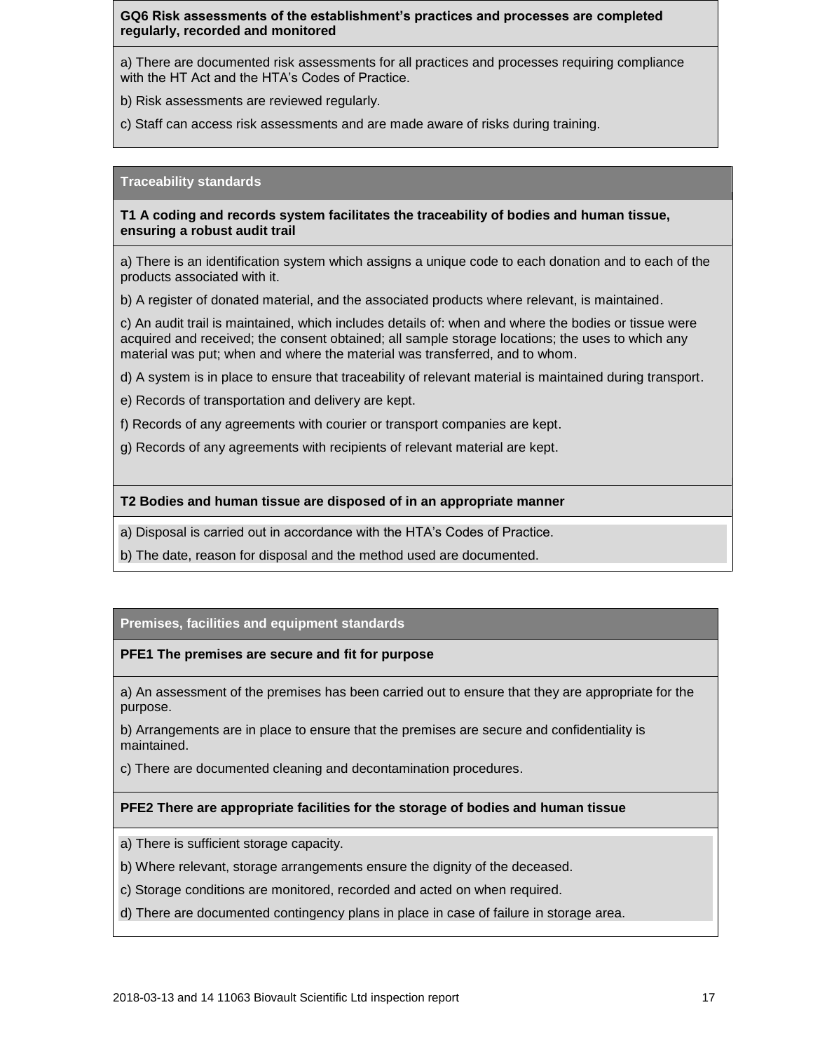**GQ6 Risk assessments of the establishment's practices and processes are completed regularly, recorded and monitored**

a) There are documented risk assessments for all practices and processes requiring compliance with the HT Act and the HTA's Codes of Practice.

b) Risk assessments are reviewed regularly.

c) Staff can access risk assessments and are made aware of risks during training.

## Traceability standards

**T1 A coding and records system facilitates the traceability of bodies and human tissue, ensuring a robust audit trail**

a) There is an identification system which assigns a unique code to each donation and to each of the products associated with it.

b) A register of donated material, and the associated products where relevant, is maintained.

c) An audit trail is maintained, which includes details of: when and where the bodies or tissue were acquired and received; the consent obtained; all sample storage locations; the uses to which any material was put; when and where the material was transferred, and to whom.

d) A system is in place to ensure that traceability of relevant material is maintained during transport.

e) Records of transportation and delivery are kept.

f) Records of any agreements with courier or transport companies are kept.

g) Records of any agreements with recipients of relevant material are kept.

**T2 Bodies and human tissue are disposed of in an appropriate manner**

a) Disposal is carried out in accordance with the HTA's Codes of Practice.

b) The date, reason for disposal and the method used are documented.

## Premises, facilities and equipment standards

**PFE1 The premises are secure and fit for purpose**

a) An assessment of the premises has been carried out to ensure that they are appropriate for the purpose.

b) Arrangements are in place to ensure that the premises are secure and confidentiality is maintained.

c) There are documented cleaning and decontamination procedures.

**PFE2 There are appropriate facilities for the storage of bodies and human tissue**

a) There is sufficient storage capacity.

b) Where relevant, storage arrangements ensure the dignity of the deceased.

c) Storage conditions are monitored, recorded and acted on when required.

d) There are documented contingency plans in place in case of failure in storage area.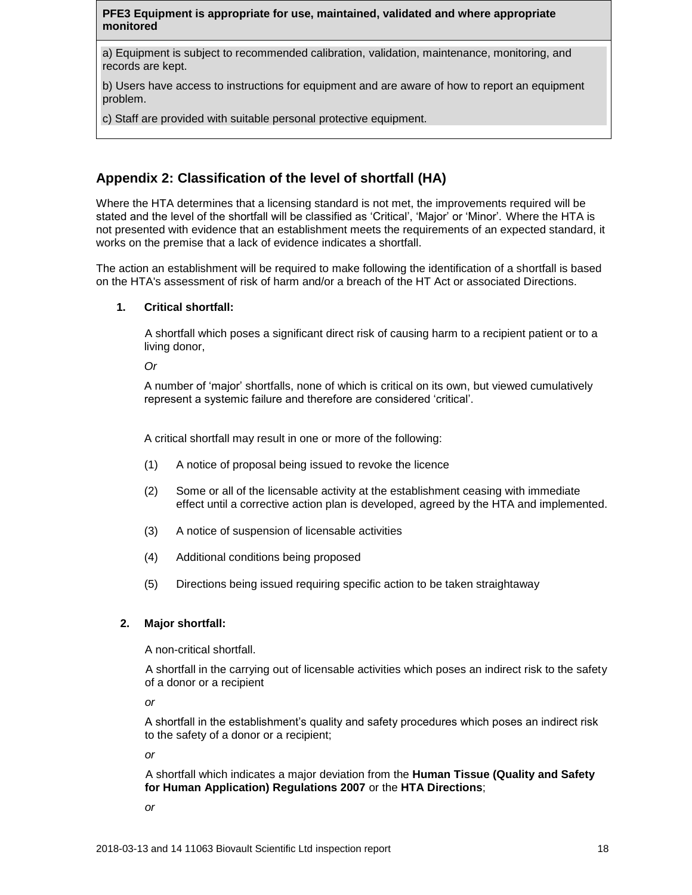| PFE3 Equipment is appropriate for use, maintained, validated and where appropriate monitored |
|---|
| a) Equipment is subject to recommended calibration, validation, maintenance, monitoring, and records are kept. |
| b) Users have access to instructions for equipment and are aware of how to report an equipment problem. |
| c) Staff are provided with suitable personal protective equipment. |

## Appendix 2: Classification of the level of shortfall (HA)

Where the HTA determines that a licensing standard is not met, the improvements required will be stated and the level of the shortfall will be classified as 'Critical', 'Major' or 'Minor'. Where the HTA is not presented with evidence that an establishment meets the requirements of an expected standard, it works on the premise that a lack of evidence indicates a shortfall.

The action an establishment will be required to make following the identification of a shortfall is based on the HTA's assessment of risk of harm and/or a breach of the HT Act or associated Directions.

**1. Critical shortfall:**

A shortfall which poses a significant direct risk of causing harm to a recipient patient or to a living donor,

*Or*

A number of 'major' shortfalls, none of which is critical on its own, but viewed cumulatively represent a systemic failure and therefore are considered 'critical'.

A critical shortfall may result in one or more of the following:

(1) A notice of proposal being issued to revoke the licence

(2) Some or all of the licensable activity at the establishment ceasing with immediate effect until a corrective action plan is developed, agreed by the HTA and implemented.

(3) A notice of suspension of licensable activities

(4) Additional conditions being proposed

(5) Directions being issued requiring specific action to be taken straightaway

**2. Major shortfall:**

A non-critical shortfall.

A shortfall in the carrying out of licensable activities which poses an indirect risk to the safety of a donor or a recipient

*or*

A shortfall in the establishment's quality and safety procedures which poses an indirect risk to the safety of a donor or a recipient;

*or*

A shortfall which indicates a major deviation from the **Human Tissue (Quality and Safety for Human Application) Regulations 2007** or the **HTA Directions**;

*or*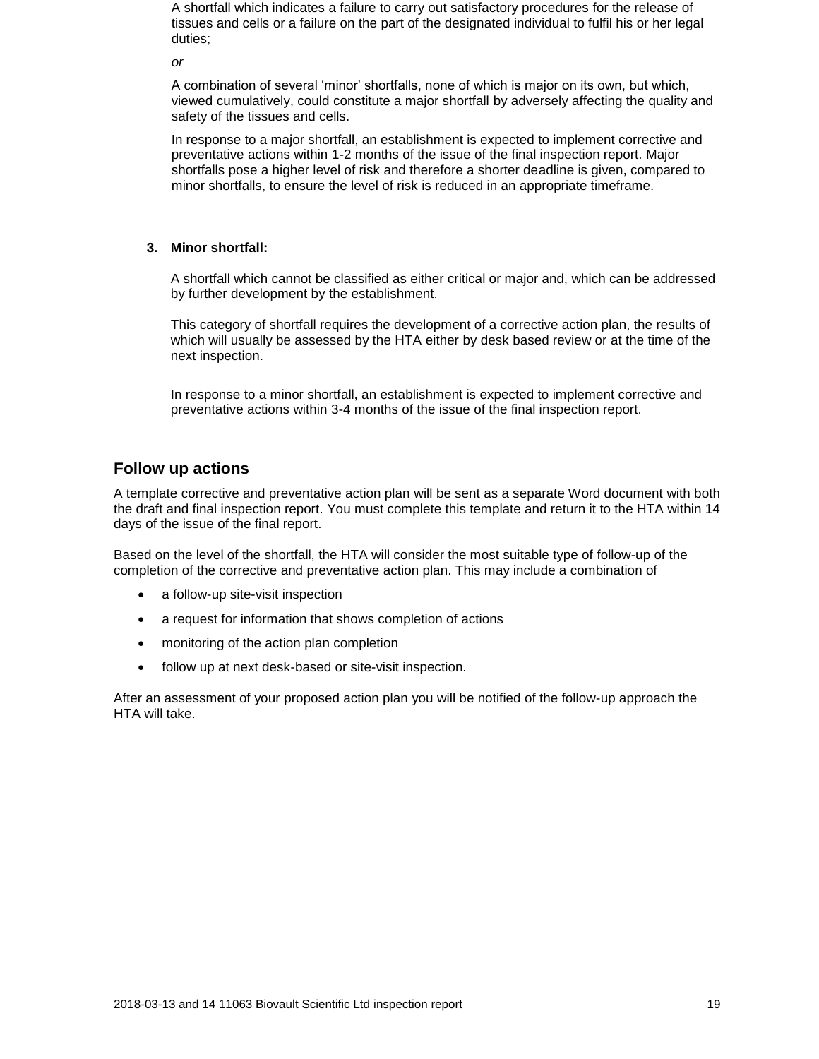A shortfall which indicates a failure to carry out satisfactory procedures for the release of tissues and cells or a failure on the part of the designated individual to fulfil his or her legal duties;

*or*

A combination of several 'minor' shortfalls, none of which is major on its own, but which, viewed cumulatively, could constitute a major shortfall by adversely affecting the quality and safety of the tissues and cells.

In response to a major shortfall, an establishment is expected to implement corrective and preventative actions within 1-2 months of the issue of the final inspection report. Major shortfalls pose a higher level of risk and therefore a shorter deadline is given, compared to minor shortfalls, to ensure the level of risk is reduced in an appropriate timeframe.

**3. Minor shortfall:**

A shortfall which cannot be classified as either critical or major and, which can be addressed by further development by the establishment.

This category of shortfall requires the development of a corrective action plan, the results of which will usually be assessed by the HTA either by desk based review or at the time of the next inspection.

In response to a minor shortfall, an establishment is expected to implement corrective and preventative actions within 3-4 months of the issue of the final inspection report.

## Follow up actions

A template corrective and preventative action plan will be sent as a separate Word document with both the draft and final inspection report. You must complete this template and return it to the HTA within 14 days of the issue of the final report.

Based on the level of the shortfall, the HTA will consider the most suitable type of follow-up of the completion of the corrective and preventative action plan. This may include a combination of

- a follow-up site-visit inspection
- a request for information that shows completion of actions
- monitoring of the action plan completion
- follow up at next desk-based or site-visit inspection.

After an assessment of your proposed action plan you will be notified of the follow-up approach the HTA will take.